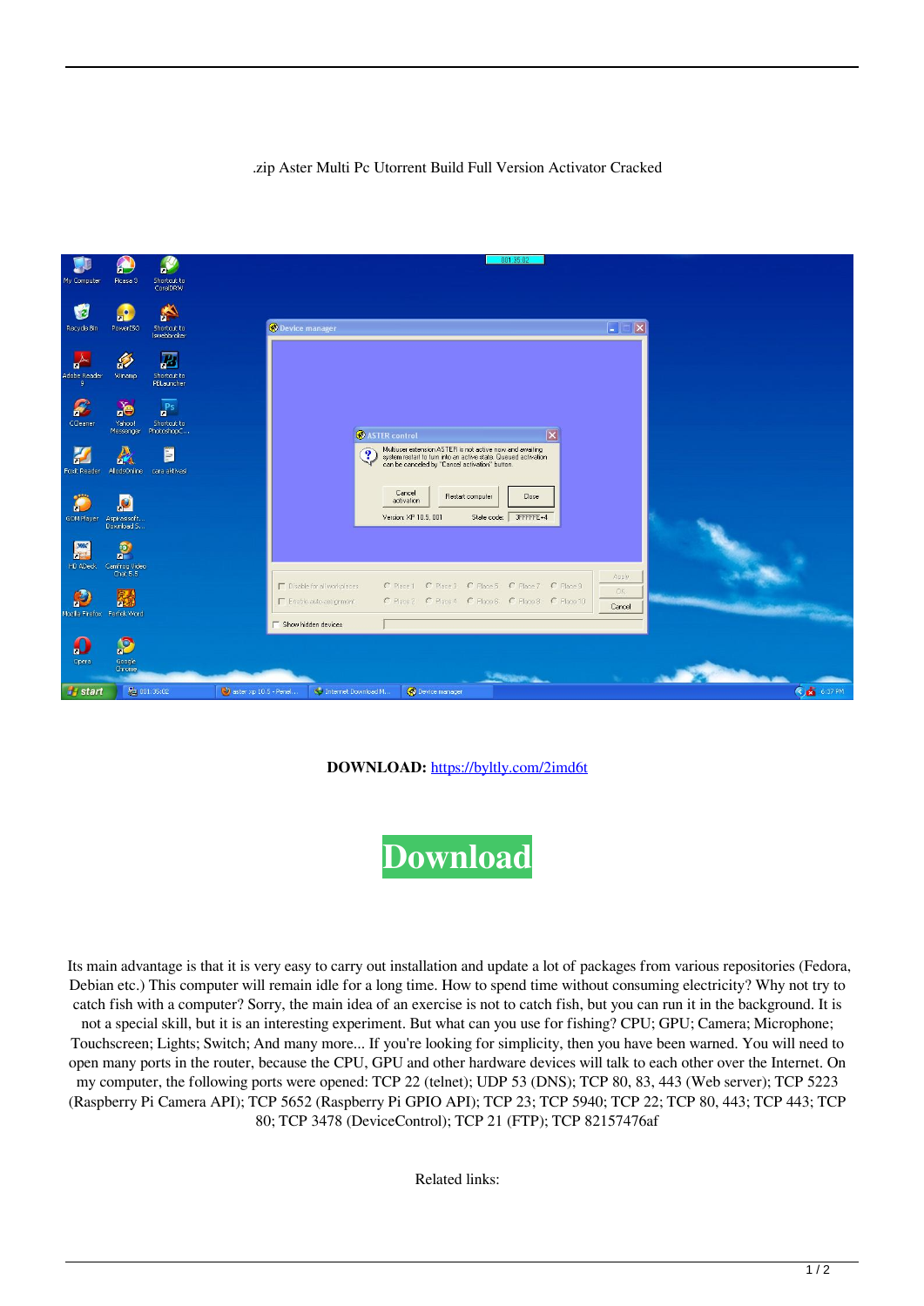.zip Aster Multi Pc Utorrent Build Full Version Activator Cracked

**DOWNLOAD:** https://byltly.com/2imd6t

Download

Its main advantage is that it is very easy to carry out installation and update a lot of packages from various repositories (Fedora, Debian etc.) This computer will remain idle for a long time. How to spend time without consuming electricity? Why not try to catch fish with a computer? Sorry, the main idea of an exercise is not to catch fish, but you can run it in the background. It is not a special skill, but it is an interesting experiment. But what can you use for fishing? CPU; GPU; Camera; Microphone; Touchscreen; Lights; Switch; And many more... If you're looking for simplicity, then you have been warned. You will need to open many ports in the router, because the CPU, GPU and other hardware devices will talk to each other over the Internet. On my computer, the following ports were opened: TCP 22 (telnet); UDP 53 (DNS); TCP 80, 83, 443 (Web server); TCP 5223 (Raspberry Pi Camera API); TCP 5652 (Raspberry Pi GPIO API); TCP 23; TCP 5940; TCP 22; TCP 80, 443; TCP 443; TCP 80; TCP 3478 (DeviceControl); TCP 21 (FTP); TCP 82157476af

Related links: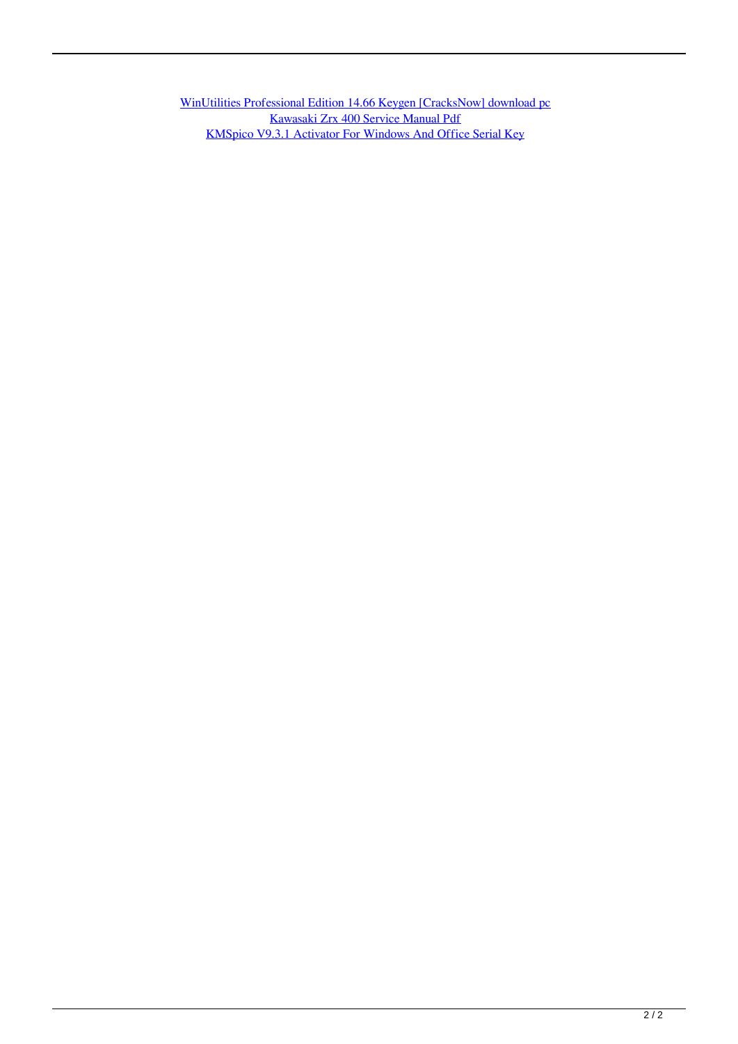WinUtilities Professional Edition 14.66 Keygen [CracksNow] download pc
Kawasaki Zrx 400 Service Manual Pdf
KMSpico V9.3.1 Activator For Windows And Office Serial Key